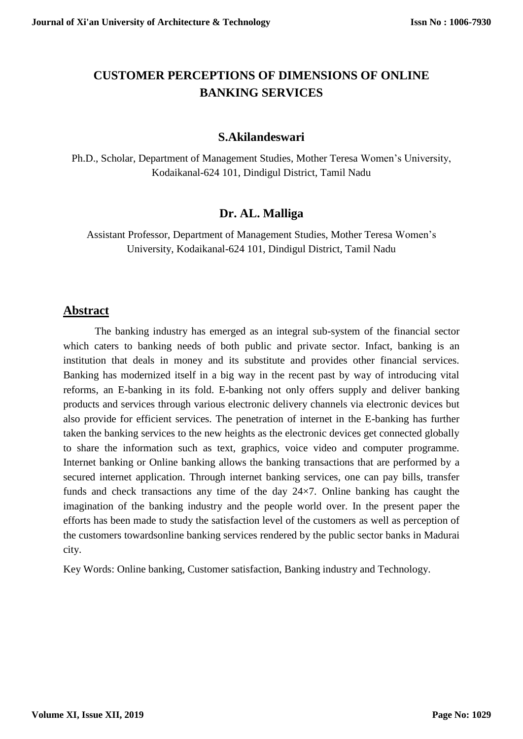# CUSTOMER PERCEPTIONS OF DIMENSIONS OF ONLINE BANKING SERVICES

## S.Akilandeswari

Ph.D., Scholar, Department of Management Studies, Mother Teresa Women's University, Kodaikanal-624 101, Dindigul District, Tamil Nadu

## Dr. AL. Malliga

Assistant Professor, Department of Management Studies, Mother Teresa Women's University, Kodaikanal-624 101, Dindigul District, Tamil Nadu

## Abstract

The banking industry has emerged as an integral sub-system of the financial sector which caters to banking needs of both public and private sector. Infact, banking is an institution that deals in money and its substitute and provides other financial services. Banking has modernized itself in a big way in the recent past by way of introducing vital reforms, an E-banking in its fold. E-banking not only offers supply and deliver banking products and services through various electronic delivery channels via electronic devices but also provide for efficient services. The penetration of internet in the E-banking has further taken the banking services to the new heights as the electronic devices get connected globally to share the information such as text, graphics, voice video and computer programme. Internet banking or Online banking allows the banking transactions that are performed by a secured internet application. Through internet banking services, one can pay bills, transfer funds and check transactions any time of the day 24×7. Online banking has caught the imagination of the banking industry and the people world over. In the present paper the efforts has been made to study the satisfaction level of the customers as well as perception of the customers towardsonline banking services rendered by the public sector banks in Madurai city.

Key Words: Online banking, Customer satisfaction, Banking industry and Technology.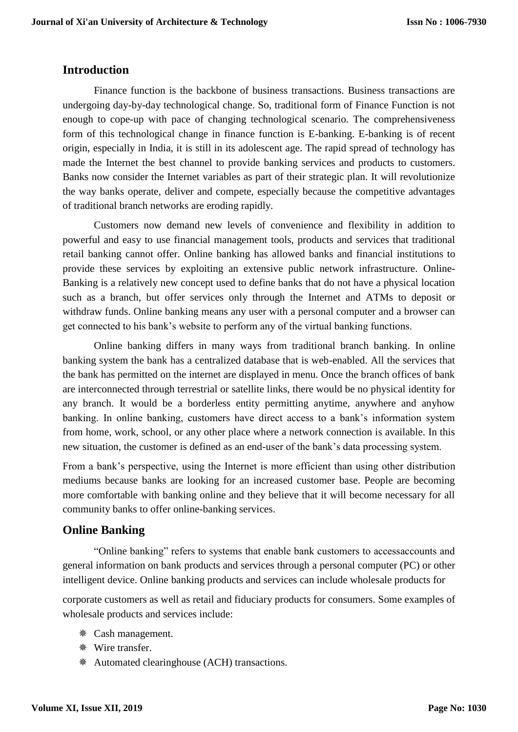## Introduction

Finance function is the backbone of business transactions. Business transactions are undergoing day-by-day technological change. So, traditional form of Finance Function is not enough to cope-up with pace of changing technological scenario. The comprehensiveness form of this technological change in finance function is E-banking. E-banking is of recent origin, especially in India, it is still in its adolescent age. The rapid spread of technology has made the Internet the best channel to provide banking services and products to customers. Banks now consider the Internet variables as part of their strategic plan. It will revolutionize the way banks operate, deliver and compete, especially because the competitive advantages of traditional branch networks are eroding rapidly.

Customers now demand new levels of convenience and flexibility in addition to powerful and easy to use financial management tools, products and services that traditional retail banking cannot offer. Online banking has allowed banks and financial institutions to provide these services by exploiting an extensive public network infrastructure. Online-Banking is a relatively new concept used to define banks that do not have a physical location such as a branch, but offer services only through the Internet and ATMs to deposit or withdraw funds. Online banking means any user with a personal computer and a browser can get connected to his bank's website to perform any of the virtual banking functions.

Online banking differs in many ways from traditional branch banking. In online banking system the bank has a centralized database that is web-enabled. All the services that the bank has permitted on the internet are displayed in menu. Once the branch offices of bank are interconnected through terrestrial or satellite links, there would be no physical identity for any branch. It would be a borderless entity permitting anytime, anywhere and anyhow banking. In online banking, customers have direct access to a bank's information system from home, work, school, or any other place where a network connection is available. In this new situation, the customer is defined as an end-user of the bank's data processing system.

From a bank's perspective, using the Internet is more efficient than using other distribution mediums because banks are looking for an increased customer base. People are becoming more comfortable with banking online and they believe that it will become necessary for all community banks to offer online-banking services.

## Online Banking

"Online banking" refers to systems that enable bank customers to accessaccounts and general information on bank products and services through a personal computer (PC) or other intelligent device. Online banking products and services can include wholesale products for corporate customers as well as retail and fiduciary products for consumers. Some examples of wholesale products and services include:

- Cash management.
- Wire transfer.
- Automated clearinghouse (ACH) transactions.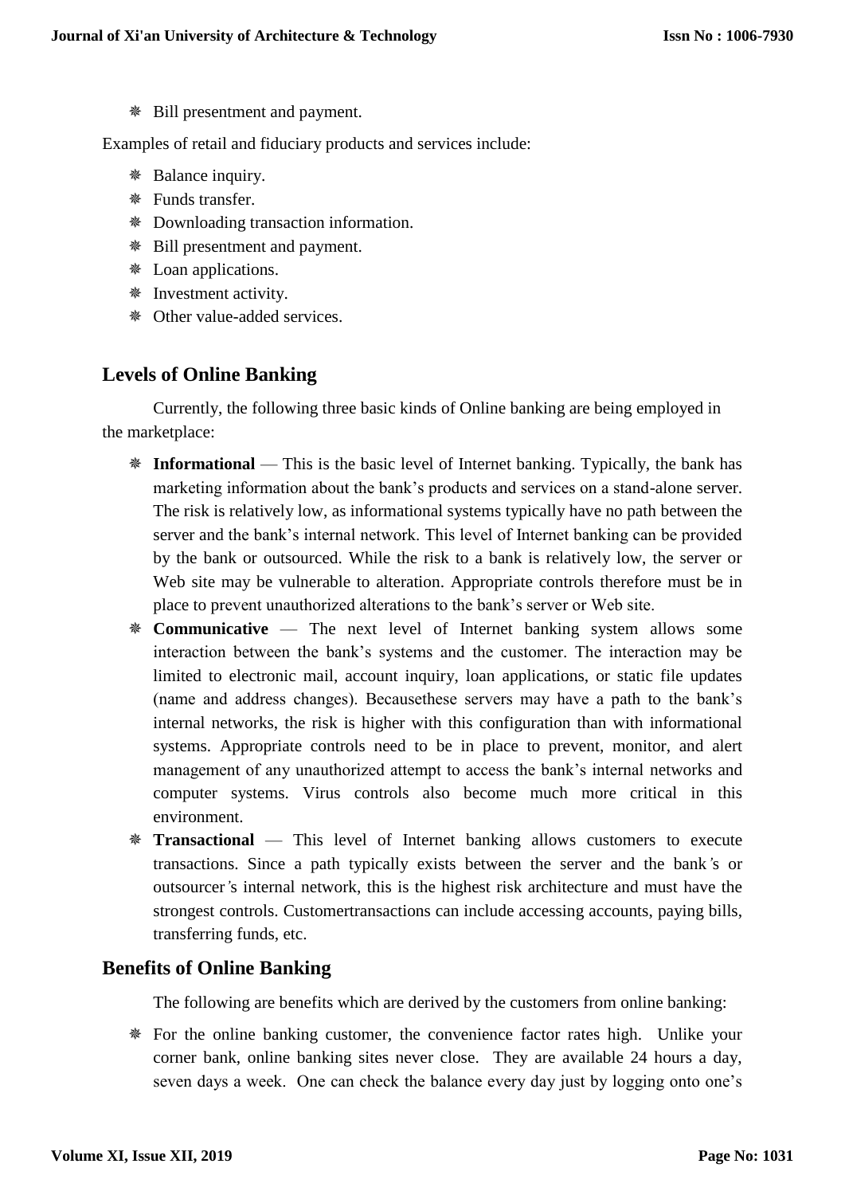- Bill presentment and payment.

Examples of retail and fiduciary products and services include:

- Balance inquiry.
- Funds transfer.
- Downloading transaction information.
- Bill presentment and payment.
- Loan applications.
- Investment activity.
- Other value-added services.

## Levels of Online Banking

Currently, the following three basic kinds of Online banking are being employed in the marketplace:

- **Informational** — This is the basic level of Internet banking. Typically, the bank has marketing information about the bank's products and services on a stand-alone server. The risk is relatively low, as informational systems typically have no path between the server and the bank's internal network. This level of Internet banking can be provided by the bank or outsourced. While the risk to a bank is relatively low, the server or Web site may be vulnerable to alteration. Appropriate controls therefore must be in place to prevent unauthorized alterations to the bank's server or Web site.
- **Communicative** — The next level of Internet banking system allows some interaction between the bank's systems and the customer. The interaction may be limited to electronic mail, account inquiry, loan applications, or static file updates (name and address changes). Becausethese servers may have a path to the bank's internal networks, the risk is higher with this configuration than with informational systems. Appropriate controls need to be in place to prevent, monitor, and alert management of any unauthorized attempt to access the bank's internal networks and computer systems. Virus controls also become much more critical in this environment.
- **Transactional** — This level of Internet banking allows customers to execute transactions. Since a path typically exists between the server and the bank's or outsourcer's internal network, this is the highest risk architecture and must have the strongest controls. Customertransactions can include accessing accounts, paying bills, transferring funds, etc.

## Benefits of Online Banking

The following are benefits which are derived by the customers from online banking:

- For the online banking customer, the convenience factor rates high. Unlike your corner bank, online banking sites never close. They are available 24 hours a day, seven days a week. One can check the balance every day just by logging onto one's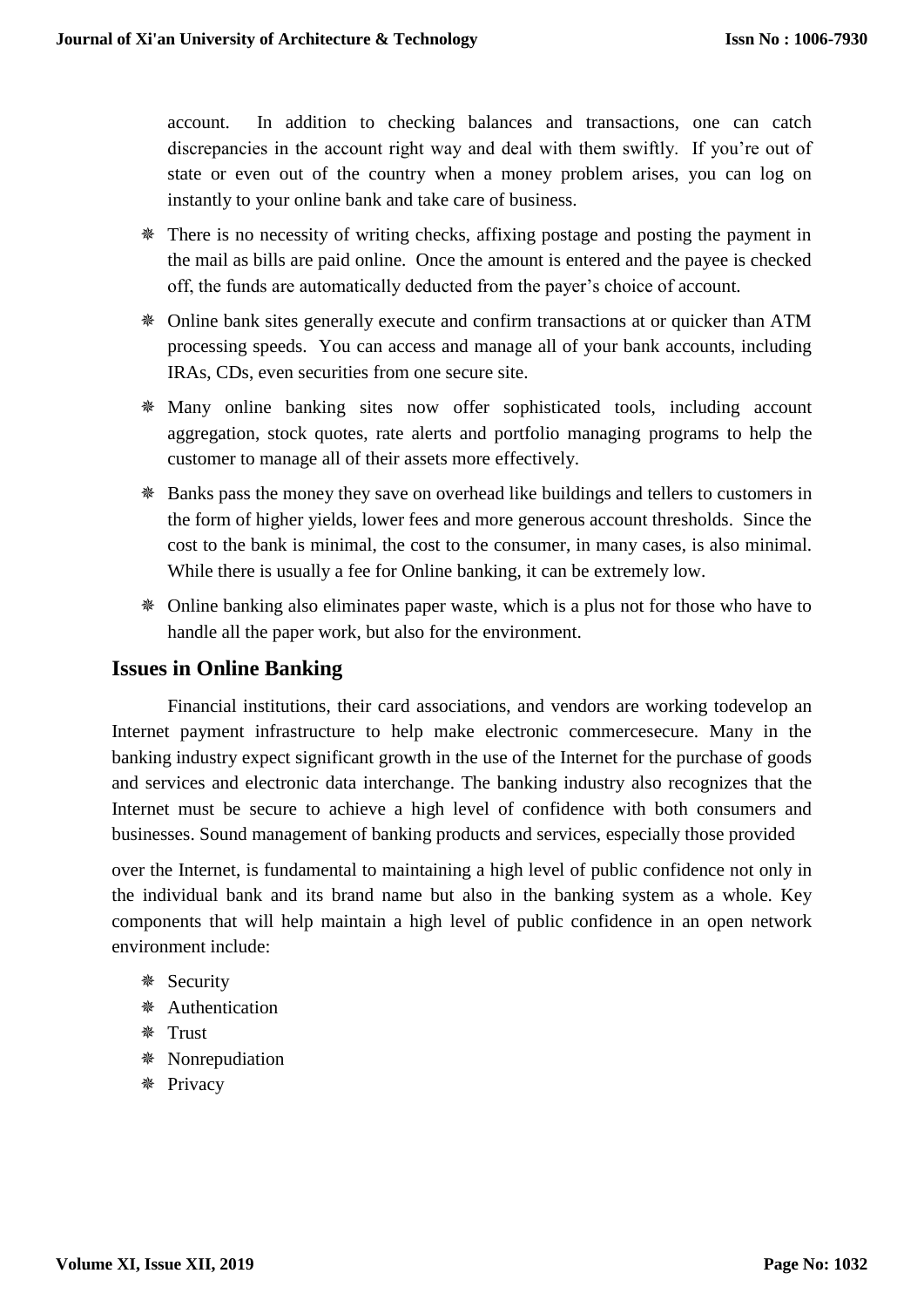account. In addition to checking balances and transactions, one can catch discrepancies in the account right way and deal with them swiftly. If you're out of state or even out of the country when a money problem arises, you can log on instantly to your online bank and take care of business.

- There is no necessity of writing checks, affixing postage and posting the payment in the mail as bills are paid online. Once the amount is entered and the payee is checked off, the funds are automatically deducted from the payer's choice of account.
- Online bank sites generally execute and confirm transactions at or quicker than ATM processing speeds. You can access and manage all of your bank accounts, including IRAs, CDs, even securities from one secure site.
- Many online banking sites now offer sophisticated tools, including account aggregation, stock quotes, rate alerts and portfolio managing programs to help the customer to manage all of their assets more effectively.
- Banks pass the money they save on overhead like buildings and tellers to customers in the form of higher yields, lower fees and more generous account thresholds. Since the cost to the bank is minimal, the cost to the consumer, in many cases, is also minimal. While there is usually a fee for Online banking, it can be extremely low.
- Online banking also eliminates paper waste, which is a plus not for those who have to handle all the paper work, but also for the environment.

## Issues in Online Banking

Financial institutions, their card associations, and vendors are working todevelop an Internet payment infrastructure to help make electronic commercesecure. Many in the banking industry expect significant growth in the use of the Internet for the purchase of goods and services and electronic data interchange. The banking industry also recognizes that the Internet must be secure to achieve a high level of confidence with both consumers and businesses. Sound management of banking products and services, especially those provided over the Internet, is fundamental to maintaining a high level of public confidence not only in the individual bank and its brand name but also in the banking system as a whole. Key components that will help maintain a high level of public confidence in an open network environment include:

- Security
- Authentication
- Trust
- Nonrepudiation
- Privacy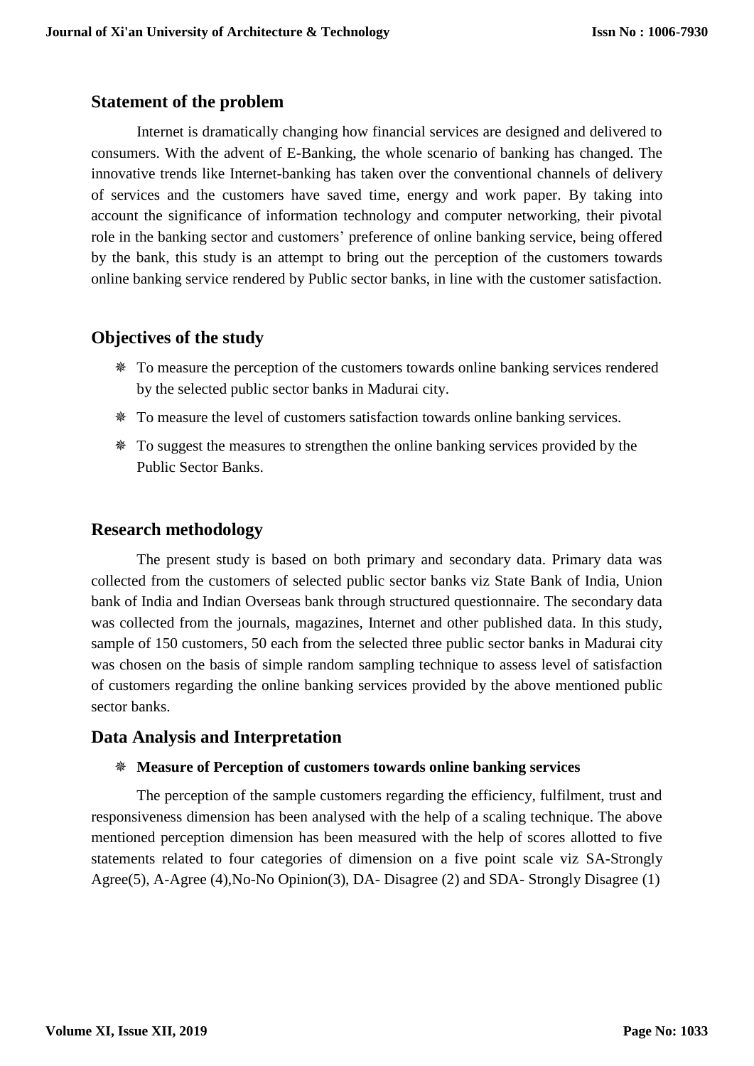## Statement of the problem

Internet is dramatically changing how financial services are designed and delivered to consumers. With the advent of E-Banking, the whole scenario of banking has changed. The innovative trends like Internet-banking has taken over the conventional channels of delivery of services and the customers have saved time, energy and work paper. By taking into account the significance of information technology and computer networking, their pivotal role in the banking sector and customers' preference of online banking service, being offered by the bank, this study is an attempt to bring out the perception of the customers towards online banking service rendered by Public sector banks, in line with the customer satisfaction.

## Objectives of the study

- To measure the perception of the customers towards online banking services rendered by the selected public sector banks in Madurai city.
- To measure the level of customers satisfaction towards online banking services.
- To suggest the measures to strengthen the online banking services provided by the Public Sector Banks.

## Research methodology

The present study is based on both primary and secondary data. Primary data was collected from the customers of selected public sector banks viz State Bank of India, Union bank of India and Indian Overseas bank through structured questionnaire. The secondary data was collected from the journals, magazines, Internet and other published data. In this study, sample of 150 customers, 50 each from the selected three public sector banks in Madurai city was chosen on the basis of simple random sampling technique to assess level of satisfaction of customers regarding the online banking services provided by the above mentioned public sector banks.

## Data Analysis and Interpretation

- **Measure of Perception of customers towards online banking services**

The perception of the sample customers regarding the efficiency, fulfilment, trust and responsiveness dimension has been analysed with the help of a scaling technique. The above mentioned perception dimension has been measured with the help of scores allotted to five statements related to four categories of dimension on a five point scale viz SA-Strongly Agree(5), A-Agree (4),No-No Opinion(3), DA- Disagree (2) and SDA- Strongly Disagree (1)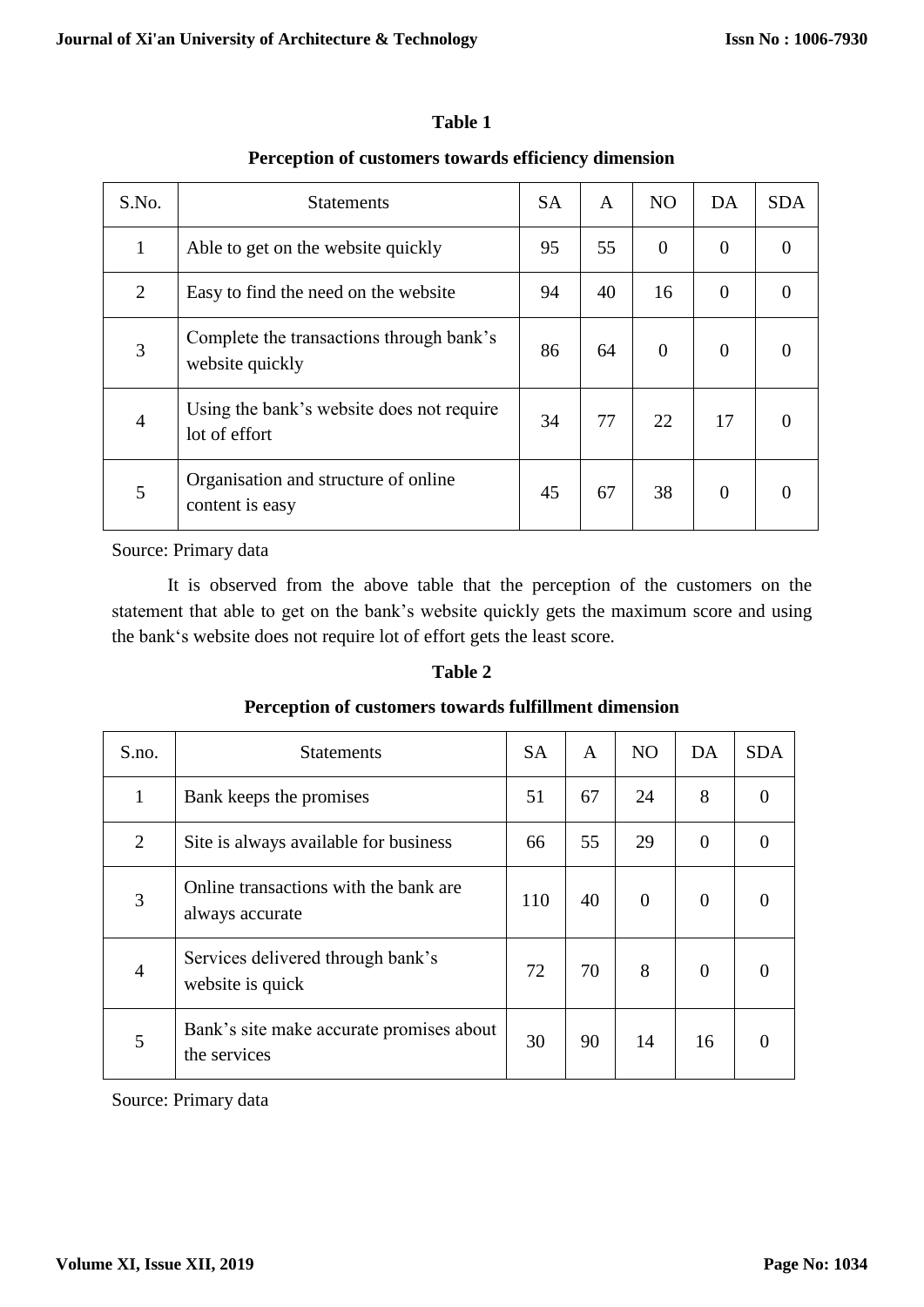**Table 1**

**Perception of customers towards efficiency dimension**

| S.No. | Statements | SA | A | NO | DA | SDA |
|---|---|---|---|---|---|---|
| 1 | Able to get on the website quickly | 95 | 55 | 0 | 0 | 0 |
| 2 | Easy to find the need on the website | 94 | 40 | 16 | 0 | 0 |
| 3 | Complete the transactions through bank's website quickly | 86 | 64 | 0 | 0 | 0 |
| 4 | Using the bank's website does not require lot of effort | 34 | 77 | 22 | 17 | 0 |
| 5 | Organisation and structure of online content is easy | 45 | 67 | 38 | 0 | 0 |

Source: Primary data

It is observed from the above table that the perception of the customers on the statement that able to get on the bank's website quickly gets the maximum score and using the bank's website does not require lot of effort gets the least score.

**Table 2**

**Perception of customers towards fulfillment dimension**

| S.no. | Statements | SA | A | NO | DA | SDA |
|---|---|---|---|---|---|---|
| 1 | Bank keeps the promises | 51 | 67 | 24 | 8 | 0 |
| 2 | Site is always available for business | 66 | 55 | 29 | 0 | 0 |
| 3 | Online transactions with the bank are always accurate | 110 | 40 | 0 | 0 | 0 |
| 4 | Services delivered through bank's website is quick | 72 | 70 | 8 | 0 | 0 |
| 5 | Bank's site make accurate promises about the services | 30 | 90 | 14 | 16 | 0 |

Source: Primary data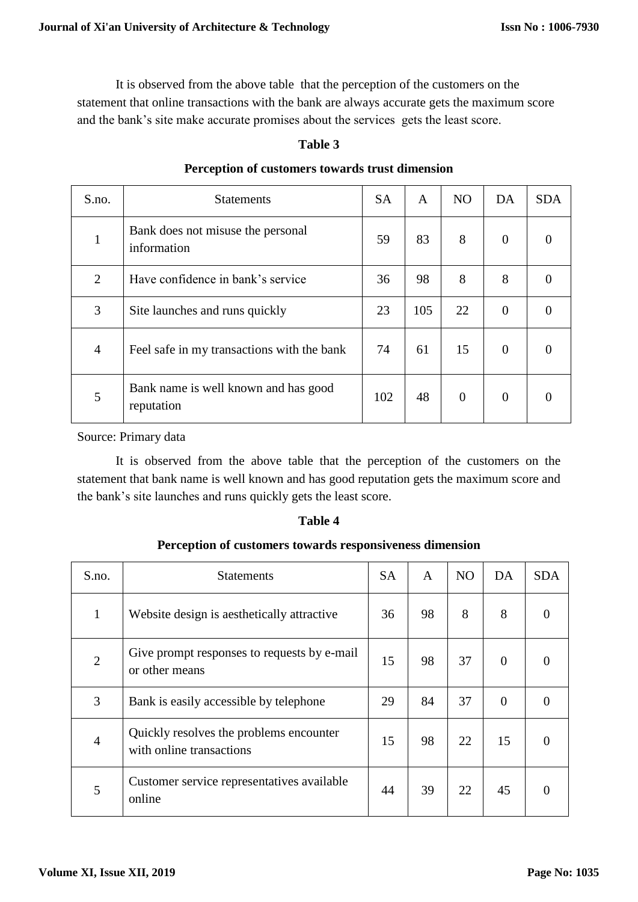It is observed from the above table that the perception of the customers on the statement that online transactions with the bank are always accurate gets the maximum score and the bank's site make accurate promises about the services gets the least score.

**Table 3**

**Perception of customers towards trust dimension**

| S.no. | Statements | SA | A | NO | DA | SDA |
|---|---|---|---|---|---|---|
| 1 | Bank does not misuse the personal information | 59 | 83 | 8 | 0 | 0 |
| 2 | Have confidence in bank's service | 36 | 98 | 8 | 8 | 0 |
| 3 | Site launches and runs quickly | 23 | 105 | 22 | 0 | 0 |
| 4 | Feel safe in my transactions with the bank | 74 | 61 | 15 | 0 | 0 |
| 5 | Bank name is well known and has good reputation | 102 | 48 | 0 | 0 | 0 |

Source: Primary data

It is observed from the above table that the perception of the customers on the statement that bank name is well known and has good reputation gets the maximum score and the bank's site launches and runs quickly gets the least score.

**Table 4**

**Perception of customers towards responsiveness dimension**

| S.no. | Statements | SA | A | NO | DA | SDA |
|---|---|---|---|---|---|---|
| 1 | Website design is aesthetically attractive | 36 | 98 | 8 | 8 | 0 |
| 2 | Give prompt responses to requests by e-mail or other means | 15 | 98 | 37 | 0 | 0 |
| 3 | Bank is easily accessible by telephone | 29 | 84 | 37 | 0 | 0 |
| 4 | Quickly resolves the problems encounter with online transactions | 15 | 98 | 22 | 15 | 0 |
| 5 | Customer service representatives available online | 44 | 39 | 22 | 45 | 0 |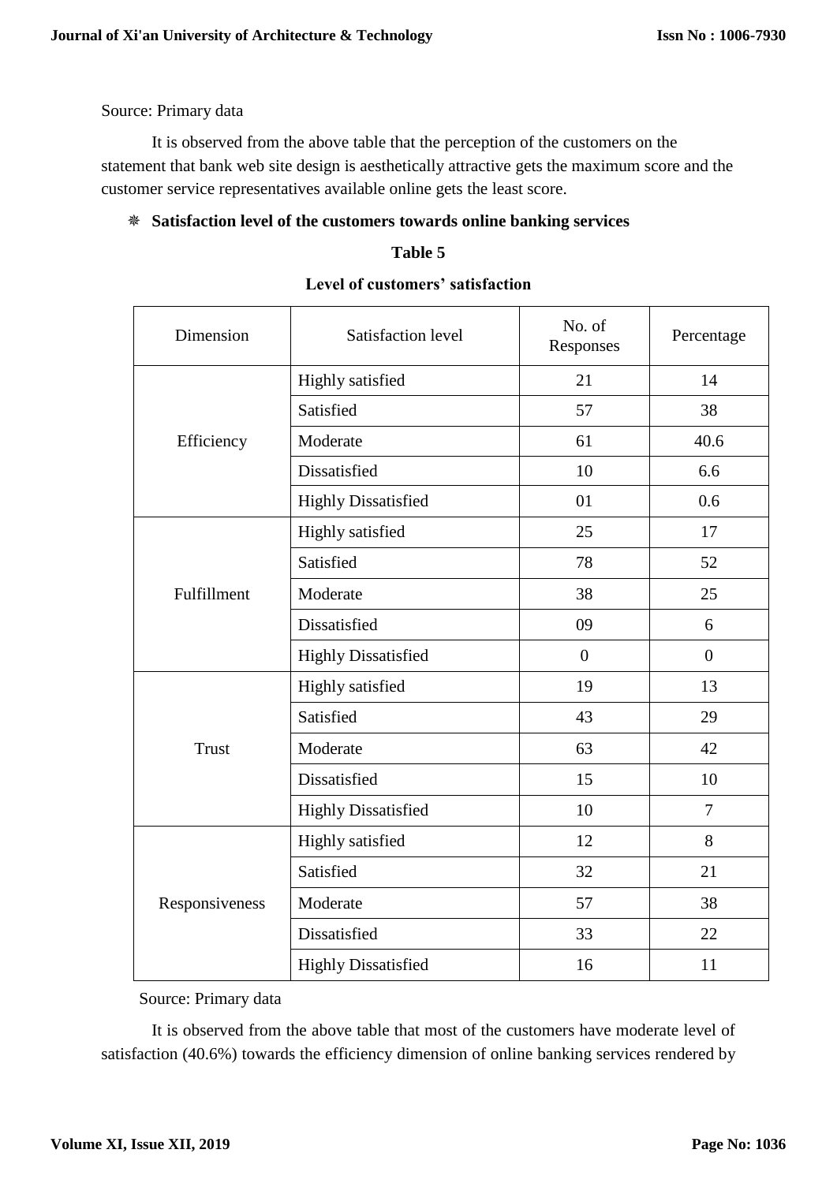Source: Primary data

It is observed from the above table that the perception of the customers on the statement that bank web site design is aesthetically attractive gets the maximum score and the customer service representatives available online gets the least score.

❋ **Satisfaction level of the customers towards online banking services**

**Table 5**

**Level of customers' satisfaction**

| Dimension | Satisfaction level | No. of Responses | Percentage |
|---|---|---|---|
| Efficiency | Highly satisfied | 21 | 14 |
| | Satisfied | 57 | 38 |
| | Moderate | 61 | 40.6 |
| | Dissatisfied | 10 | 6.6 |
| | Highly Dissatisfied | 01 | 0.6 |
| Fulfillment | Highly satisfied | 25 | 17 |
| | Satisfied | 78 | 52 |
| | Moderate | 38 | 25 |
| | Dissatisfied | 09 | 6 |
| | Highly Dissatisfied | 0 | 0 |
| Trust | Highly satisfied | 19 | 13 |
| | Satisfied | 43 | 29 |
| | Moderate | 63 | 42 |
| | Dissatisfied | 15 | 10 |
| | Highly Dissatisfied | 10 | 7 |
| Responsiveness | Highly satisfied | 12 | 8 |
| | Satisfied | 32 | 21 |
| | Moderate | 57 | 38 |
| | Dissatisfied | 33 | 22 |
| | Highly Dissatisfied | 16 | 11 |

Source: Primary data

It is observed from the above table that most of the customers have moderate level of satisfaction (40.6%) towards the efficiency dimension of online banking services rendered by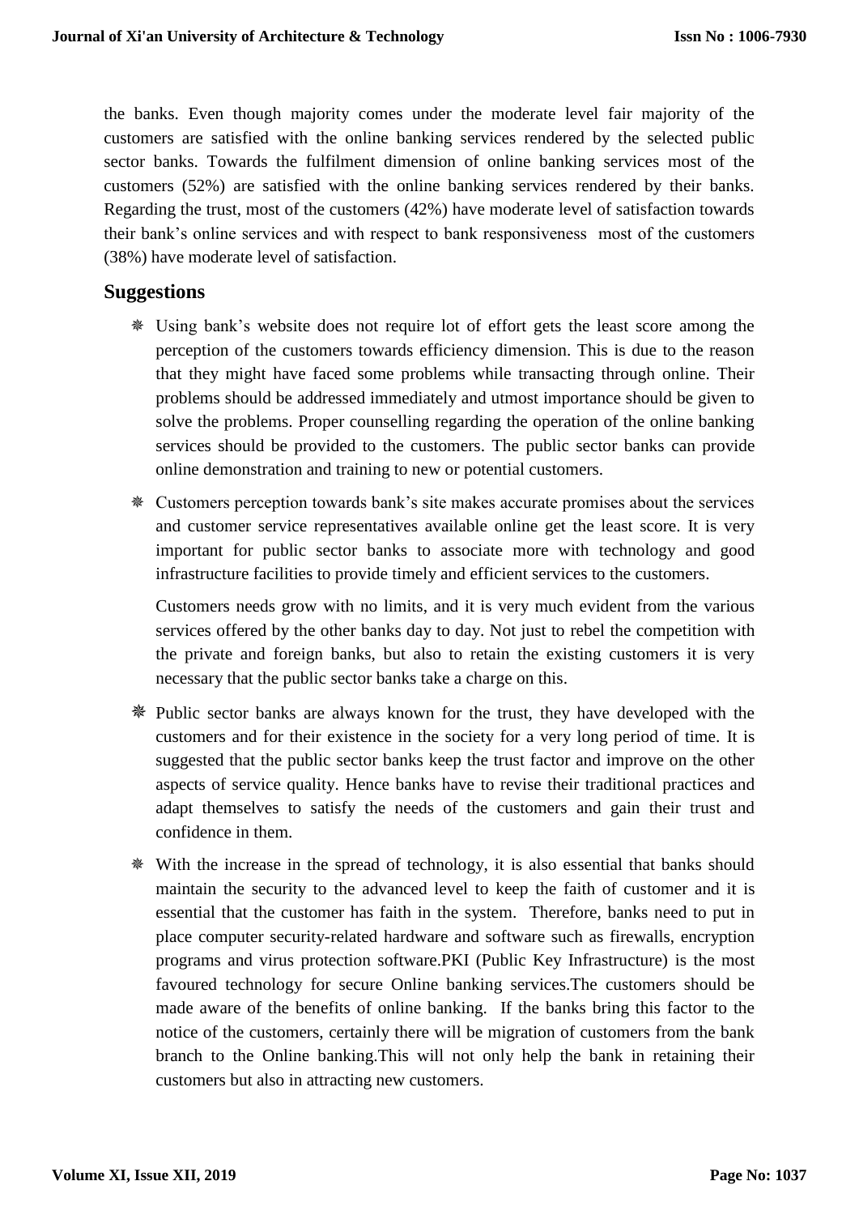the banks. Even though majority comes under the moderate level fair majority of the customers are satisfied with the online banking services rendered by the selected public sector banks. Towards the fulfilment dimension of online banking services most of the customers (52%) are satisfied with the online banking services rendered by their banks. Regarding the trust, most of the customers (42%) have moderate level of satisfaction towards their bank's online services and with respect to bank responsiveness most of the customers (38%) have moderate level of satisfaction.

## Suggestions

- Using bank's website does not require lot of effort gets the least score among the perception of the customers towards efficiency dimension. This is due to the reason that they might have faced some problems while transacting through online. Their problems should be addressed immediately and utmost importance should be given to solve the problems. Proper counselling regarding the operation of the online banking services should be provided to the customers. The public sector banks can provide online demonstration and training to new or potential customers.
- Customers perception towards bank's site makes accurate promises about the services and customer service representatives available online get the least score. It is very important for public sector banks to associate more with technology and good infrastructure facilities to provide timely and efficient services to the customers.

  Customers needs grow with no limits, and it is very much evident from the various services offered by the other banks day to day. Not just to rebel the competition with the private and foreign banks, but also to retain the existing customers it is very necessary that the public sector banks take a charge on this.
- Public sector banks are always known for the trust, they have developed with the customers and for their existence in the society for a very long period of time. It is suggested that the public sector banks keep the trust factor and improve on the other aspects of service quality. Hence banks have to revise their traditional practices and adapt themselves to satisfy the needs of the customers and gain their trust and confidence in them.
- With the increase in the spread of technology, it is also essential that banks should maintain the security to the advanced level to keep the faith of customer and it is essential that the customer has faith in the system. Therefore, banks need to put in place computer security-related hardware and software such as firewalls, encryption programs and virus protection software.PKI (Public Key Infrastructure) is the most favoured technology for secure Online banking services.The customers should be made aware of the benefits of online banking. If the banks bring this factor to the notice of the customers, certainly there will be migration of customers from the bank branch to the Online banking.This will not only help the bank in retaining their customers but also in attracting new customers.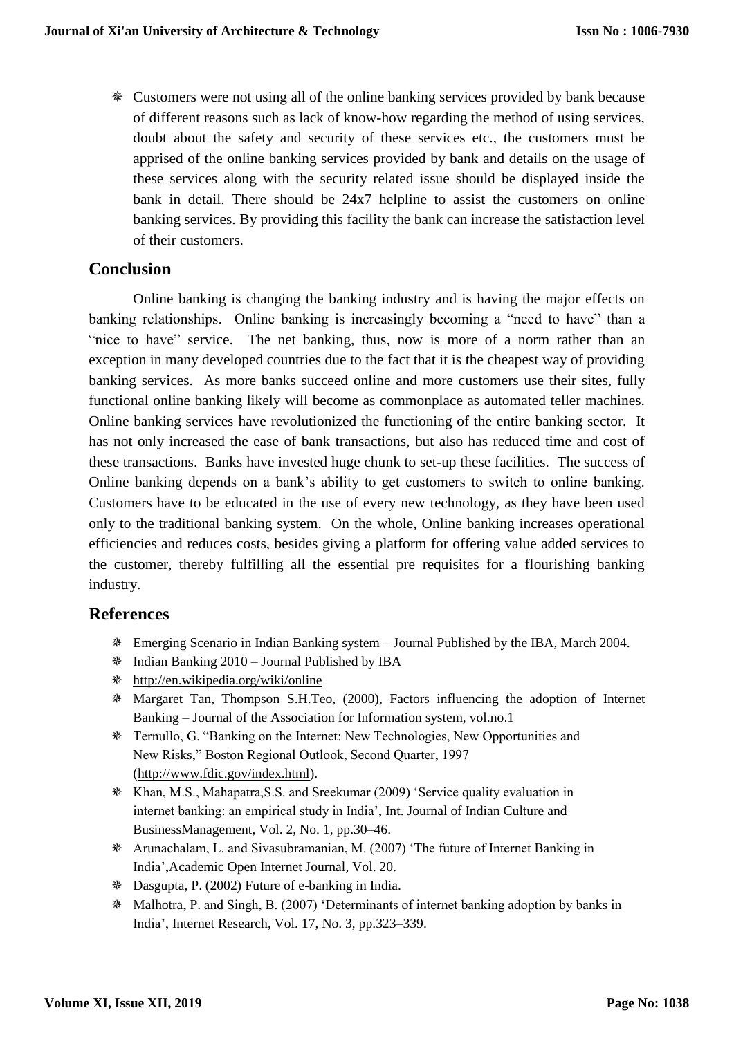- Customers were not using all of the online banking services provided by bank because of different reasons such as lack of know-how regarding the method of using services, doubt about the safety and security of these services etc., the customers must be apprised of the online banking services provided by bank and details on the usage of these services along with the security related issue should be displayed inside the bank in detail. There should be 24x7 helpline to assist the customers on online banking services. By providing this facility the bank can increase the satisfaction level of their customers.

## Conclusion

Online banking is changing the banking industry and is having the major effects on banking relationships. Online banking is increasingly becoming a "need to have" than a "nice to have" service. The net banking, thus, now is more of a norm rather than an exception in many developed countries due to the fact that it is the cheapest way of providing banking services. As more banks succeed online and more customers use their sites, fully functional online banking likely will become as commonplace as automated teller machines. Online banking services have revolutionized the functioning of the entire banking sector. It has not only increased the ease of bank transactions, but also has reduced time and cost of these transactions. Banks have invested huge chunk to set-up these facilities. The success of Online banking depends on a bank's ability to get customers to switch to online banking. Customers have to be educated in the use of every new technology, as they have been used only to the traditional banking system. On the whole, Online banking increases operational efficiencies and reduces costs, besides giving a platform for offering value added services to the customer, thereby fulfilling all the essential pre requisites for a flourishing banking industry.

## References

- Emerging Scenario in Indian Banking system – Journal Published by the IBA, March 2004.
- Indian Banking 2010 – Journal Published by IBA
- http://en.wikipedia.org/wiki/online
- Margaret Tan, Thompson S.H.Teo, (2000), Factors influencing the adoption of Internet Banking – Journal of the Association for Information system, vol.no.1
- Ternullo, G. "Banking on the Internet: New Technologies, New Opportunities and New Risks," Boston Regional Outlook, Second Quarter, 1997 (http://www.fdic.gov/index.html).
- Khan, M.S., Mahapatra,S.S. and Sreekumar (2009) 'Service quality evaluation in internet banking: an empirical study in India', Int. Journal of Indian Culture and BusinessManagement, Vol. 2, No. 1, pp.30–46.
- Arunachalam, L. and Sivasubramanian, M. (2007) 'The future of Internet Banking in India',Academic Open Internet Journal, Vol. 20.
- Dasgupta, P. (2002) Future of e-banking in India.
- Malhotra, P. and Singh, B. (2007) 'Determinants of internet banking adoption by banks in India', Internet Research, Vol. 17, No. 3, pp.323–339.